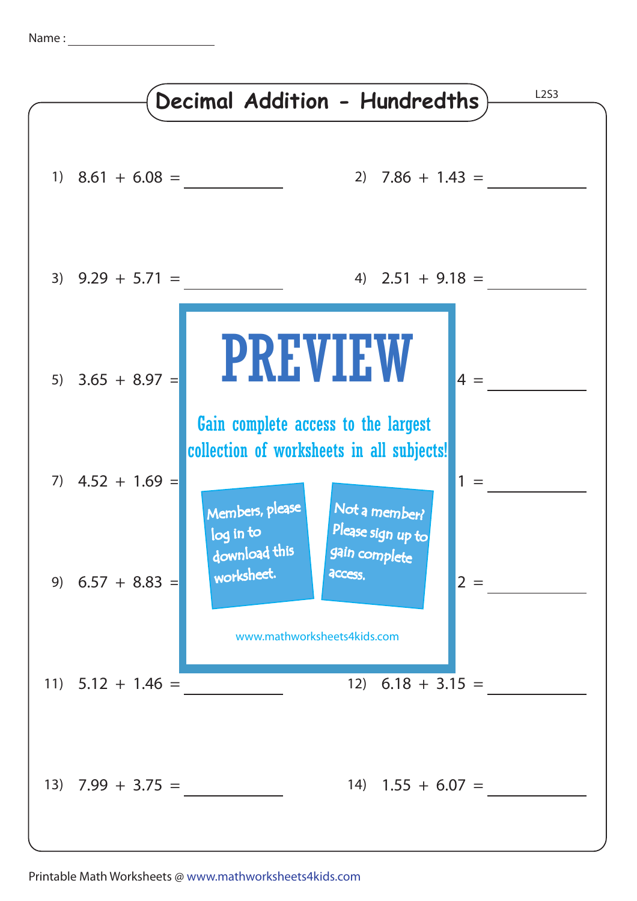Name : ____________________

# Decimal Addition - Hundredths

L2S3

1) $8.61 + 6.08 =$ ________

2) $7.86 + 1.43 =$ ________

3) $9.29 + 5.71 =$ ________

4) $2.51 + 9.18 =$ ________

5) $3.65 + 8.97 =$ ________

6) ...4 = ________

7) $4.52 + 1.69 =$ ________

8) ...1 = ________

9) $6.57 + 8.83 =$ ________

10) ...2 = ________

11) $5.12 + 1.46 =$ ________

12) $6.18 + 3.15 =$ ________

13) $7.99 + 3.75 =$ ________

14) $1.55 + 6.07 =$ ________

PREVIEW

Gain complete access to the largest collection of worksheets in all subjects!

Members, please log in to download this worksheet.

Not a member? Please sign up to gain complete access.

www.mathworksheets4kids.com

Printable Math Worksheets @ www.mathworksheets4kids.com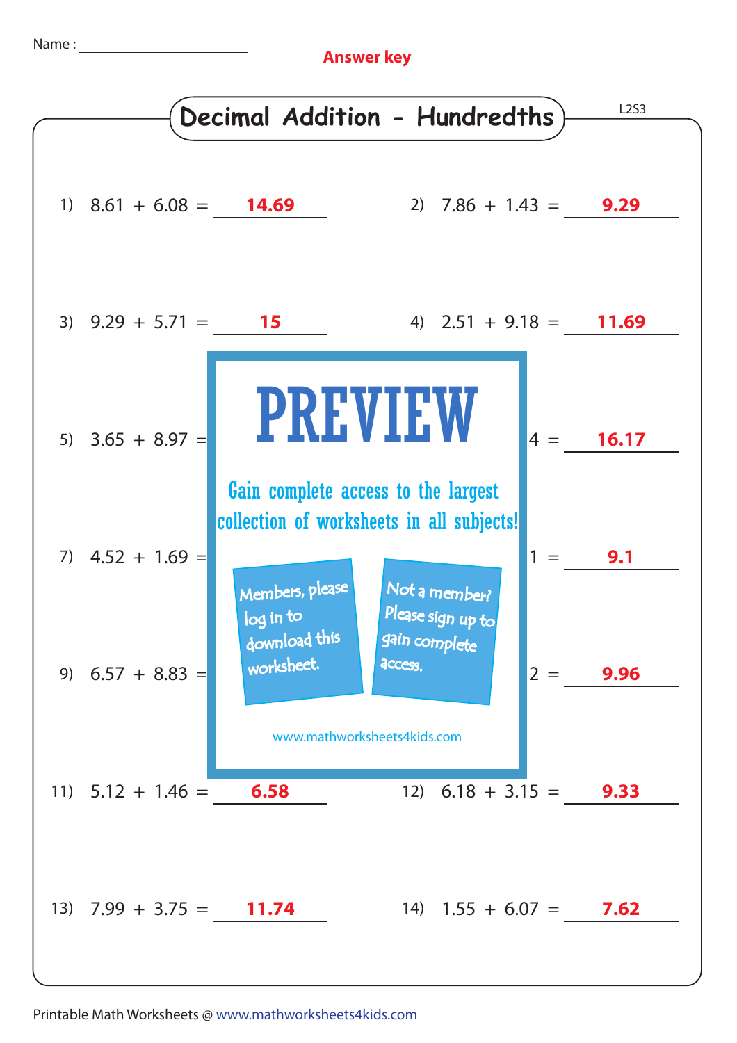Name :

**Answer key**

# Decimal Addition - Hundredths

L2S3

1) $8.61 + 6.08 =$ **14.69**

2) $7.86 + 1.43 =$ **9.29**

3) $9.29 + 5.71 =$ **15**

4) $2.51 + 9.18 =$ **11.69**

5) $3.65 + 8.97 =$

4 = **16.17**

PREVIEW

Gain complete access to the largest collection of worksheets in all subjects!

Members, please log in to download this worksheet.

Not a member? Please sign up to gain complete access.

www.mathworksheets4kids.com

7) $4.52 + 1.69 =$

1 = **9.1**

9) $6.57 + 8.83 =$

2 = **9.96**

11) $5.12 + 1.46 =$ **6.58**

12) $6.18 + 3.15 =$ **9.33**

13) $7.99 + 3.75 =$ **11.74**

14) $1.55 + 6.07 =$ **7.62**

Printable Math Worksheets @ www.mathworksheets4kids.com